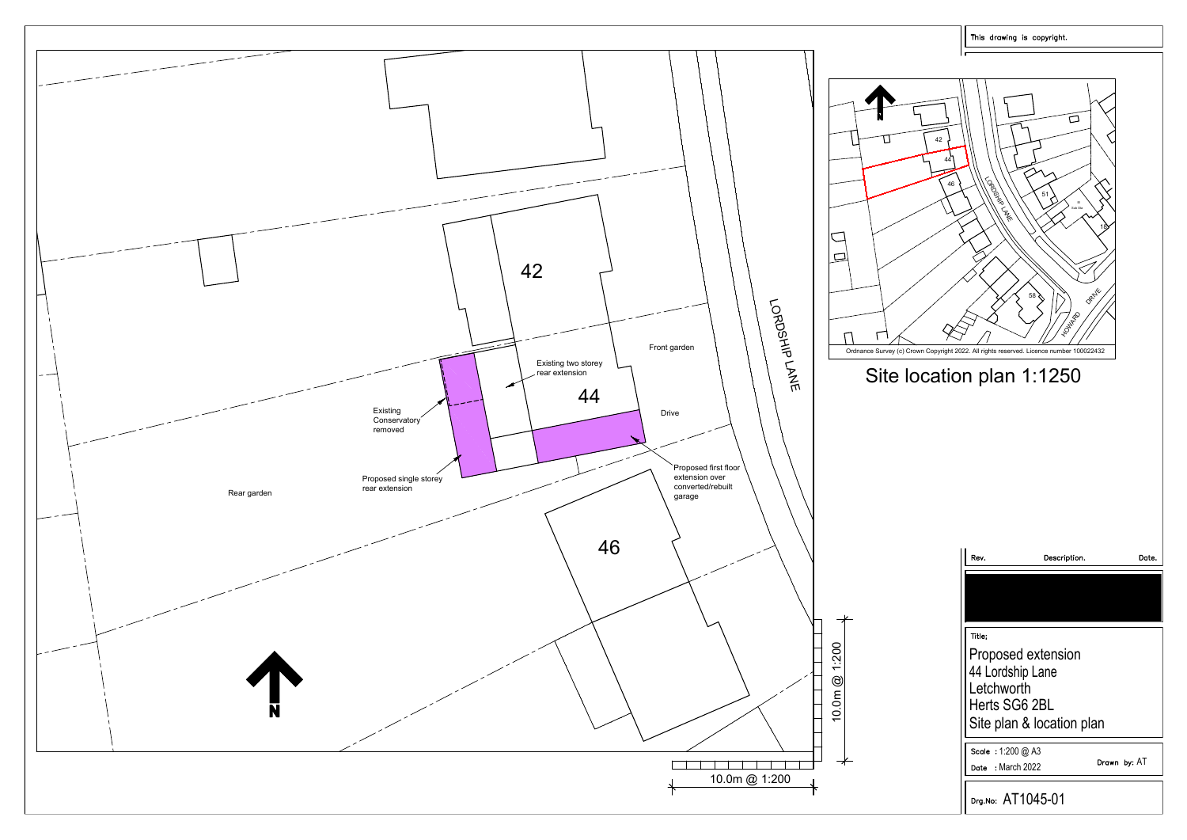This drawing is copyright.

42

44

46

LORDSHIP LANE

Front garden

Existing two storey rear extension

Drive

Existing Conservatory removed

Proposed single storey rear extension

Proposed first floor extension over converted/rebuilt garage

Rear garden

N

10.0m @ 1:200

10.0m @ 1:200

N

42

44

46

51

18

56

LORDSHIP LANE

HOWARD DRIVE

Ordnance Survey (c) Crown Copyright 2022. All rights reserved. Licence number 100022432

Site location plan 1:1250

| Rev. | Description. | Date. |
|---|---|---|
| | | |

Title;

Proposed extension
44 Lordship Lane
Letchworth
Herts SG6 2BL
Site plan & location plan

Scale : 1:200 @ A3

Date : March 2022

Drawn by: AT

Drg.No: AT1045-01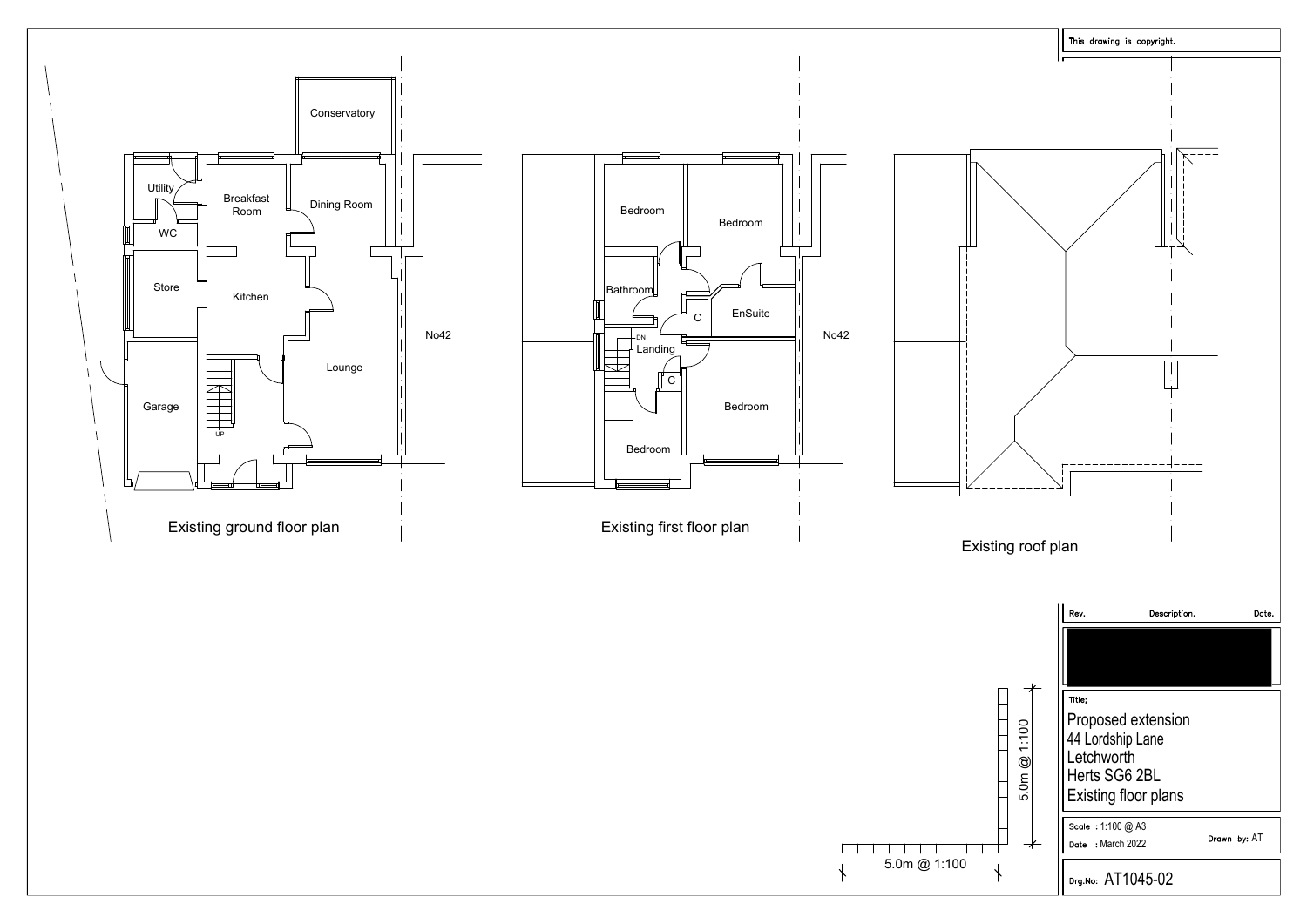This drawing is copyright.

Conservatory

Utility

Breakfast Room

Dining Room

WC

Store

Kitchen

Lounge

No42

Garage

UP

Existing ground floor plan

Bedroom

Bedroom

Bathroom

C

EnSuite

DN

Landing

No42

C

Bedroom

Bedroom

Existing first floor plan

Existing roof plan

5.0m @ 1:100

5.0m @ 1:100

| Rev. | Description. | Date. |
|---|---|---|

Title;

Proposed extension
44 Lordship Lane
Letchworth
Herts SG6 2BL
Existing floor plans

Scale : 1:100 @ A3

Date : March 2022

Drawn by: AT

Drg.No: AT1045-02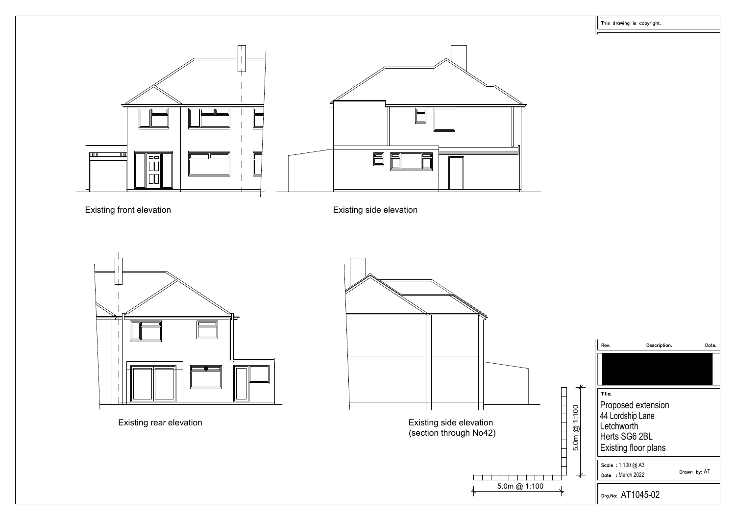Existing front elevation

Existing side elevation

Existing rear elevation

Existing side elevation
(section through No42)

5.0m @ 1:100

5.0m @ 1:100

This drawing is copyright.

| Rev. | Description. | Date. |
|---|---|---|

Title;

Proposed extension
44 Lordship Lane
Letchworth
Herts SG6 2BL
Existing floor plans

Scale : 1:100 @ A3
Date : March 2022
Drawn by: AT

Drg.No: AT1045-02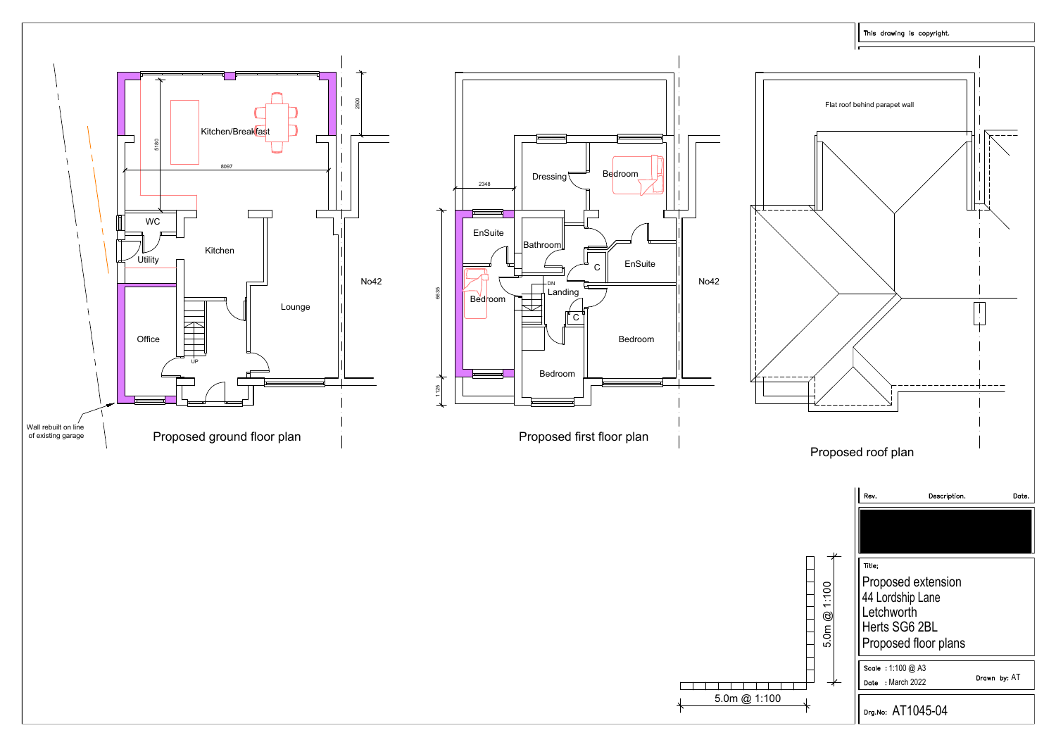This drawing is copyright.

Kitchen/Breakfast

5180

8097

2500

WC

Utility

Kitchen

Office

Lounge

UP

No42

Wall rebuilt on line of existing garage

Proposed ground floor plan

2348

Dressing

Bedroom

EnSuite

Bathroom

C

EnSuite

DN

Landing

Bedroom

C

6635

Bedroom

Bedroom

1125

No42

Proposed first floor plan

Flat roof behind parapet wall

Proposed roof plan

| Rev. | Description. | Date. |
| --- | --- | --- |

Title;

Proposed extension
44 Lordship Lane
Letchworth
Herts SG6 2BL
Proposed floor plans

Scale : 1:100 @ A3

Date : March 2022

Drawn by: AT

Drg.No: AT1045-04

5.0m @ 1:100

5.0m @ 1:100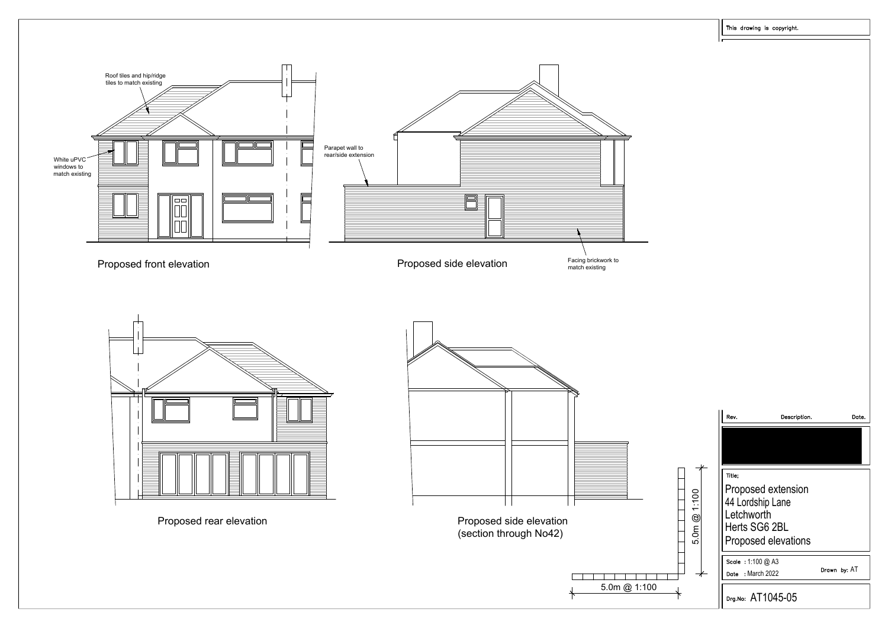This drawing is copyright.

Roof tiles and hip/ridge tiles to match existing

White uPVC windows to match existing

Proposed front elevation

Parapet wall to rear/side extension

Facing brickwork to match existing

Proposed side elevation

Proposed rear elevation

Proposed side elevation (section through No42)

5.0m @ 1:100

5.0m @ 1:100

| Rev. | Description. | Date. |
|---|---|---|
| | | |

Title;

Proposed extension
44 Lordship Lane
Letchworth
Herts SG6 2BL
Proposed elevations

Scale : 1:100 @ A3

Date : March 2022

Drawn by: AT

Drg.No: AT1045-05